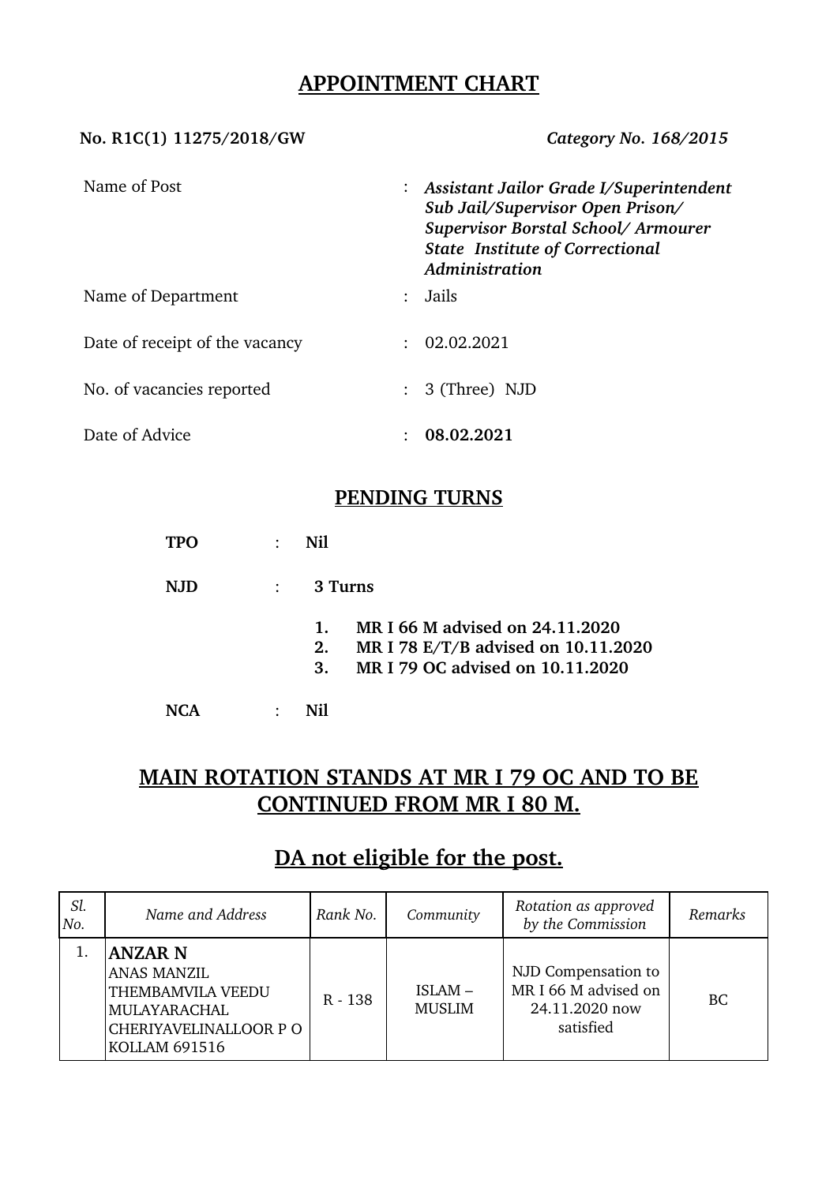# APPOINTMENT CHART

**No. R1C(1) 11275/2018/GW** *Category No. 168/2015*

| | | |
|---|---|---|
| Name of Post | : | ***Assistant Jailor Grade I/Superintendent Sub Jail/Supervisor Open Prison/ Supervisor Borstal School/ Armourer State Institute of Correctional Administration*** |
| Name of Department | : | Jails |
| Date of receipt of the vacancy | : | 02.02.2021 |
| No. of vacancies reported | : | 3 (Three) NJD |
| Date of Advice | : | **08.02.2021** |

## PENDING TURNS

**TPO** : **Nil**

**NJD** : **3 Turns**

1. **MR I 66 M advised on 24.11.2020**
2. **MR I 78 E/T/B advised on 10.11.2020**
3. **MR I 79 OC advised on 10.11.2020**

**NCA** : **Nil**

## MAIN ROTATION STANDS AT MR I 79 OC AND TO BE CONTINUED FROM MR I 80 M.

## DA not eligible for the post.

| *Sl. No.* | *Name and Address* | *Rank No.* | *Community* | *Rotation as approved by the Commission* | *Remarks* |
|---|---|---|---|---|---|
| 1. | **ANZAR N** ANAS MANZIL THEMBAMVILA VEEDU MULAYARACHAL CHERIYAVELINALLOOR P O KOLLAM 691516 | R - 138 | ISLAM – MUSLIM | NJD Compensation to MR I 66 M advised on 24.11.2020 now satisfied | BC |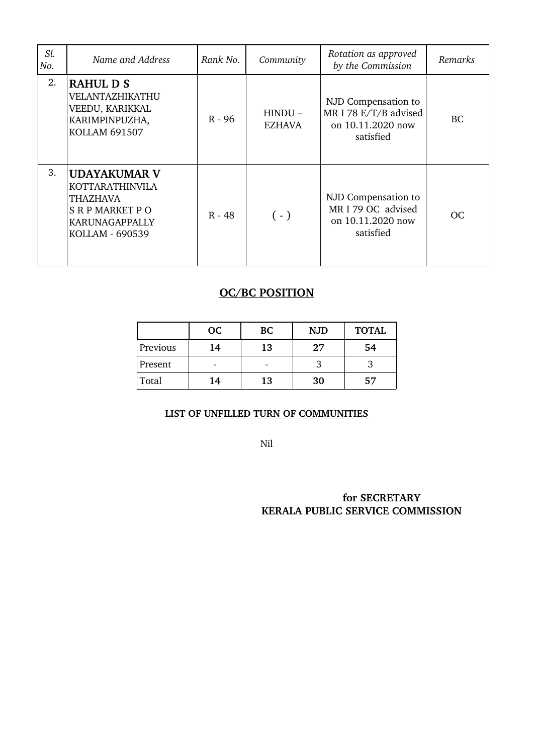| *Sl. No.* | *Name and Address* | *Rank No.* | *Community* | *Rotation as approved by the Commission* | *Remarks* |
|---|---|---|---|---|---|
| 2. | **RAHUL D S** VELANTAZHIKATHU VEEDU, KARIKKAL KARIMPINPUZHA, KOLLAM 691507 | R - 96 | HINDU – EZHAVA | NJD Compensation to MR I 78 E/T/B advised on 10.11.2020 now satisfied | BC |
| 3. | **UDAYAKUMAR V** KOTTARATHINVILA THAZHAVA S R P MARKET P O KARUNAGAPPALLY KOLLAM - 690539 | R - 48 | ( - ) | NJD Compensation to MR I 79 OC advised on 10.11.2020 now satisfied | OC |

## OC/BC POSITION

| | **OC** | **BC** | **NJD** | **TOTAL** |
|---|---|---|---|---|
| Previous | **14** | **13** | **27** | **54** |
| Present | - | - | 3 | 3 |
| Total | **14** | **13** | **30** | **57** |

**LIST OF UNFILLED TURN OF COMMUNITIES**

Nil

**for SECRETARY**
**KERALA PUBLIC SERVICE COMMISSION**